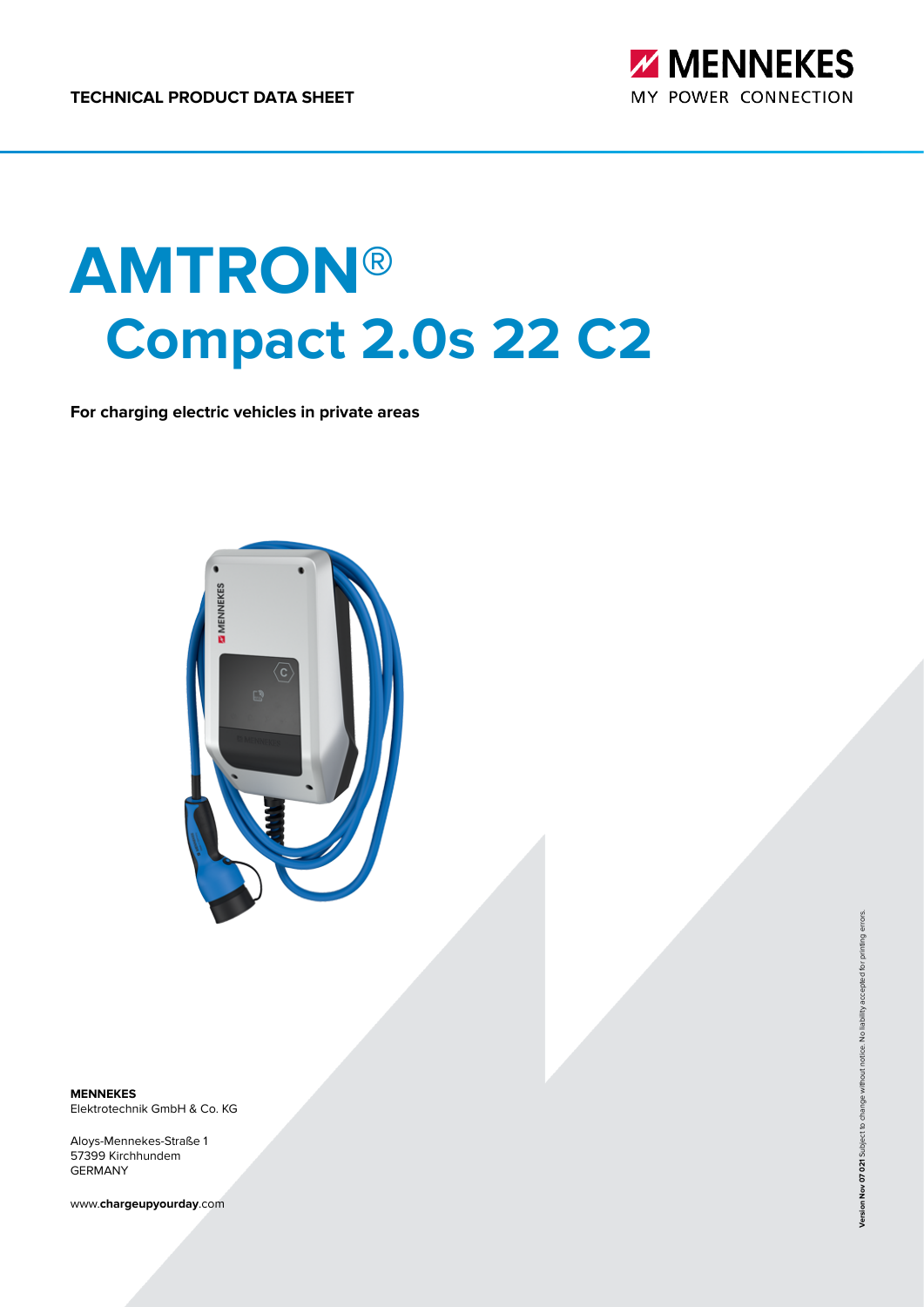TECHNICAL PRODUCT DATA SHEET

MENNEKES
MY POWER CONNECTION

# AMTRON®
# Compact 2.0s 22 C2

**For charging electric vehicles in private areas**

**MENNEKES**
Elektrotechnik GmbH & Co. KG

Aloys-Mennekes-Straße 1
57399 Kirchhundem
GERMANY

www.**chargeupyourday**.com

**Version Nov 07 021** Subject to change without notice. No liability accepted for printing errors.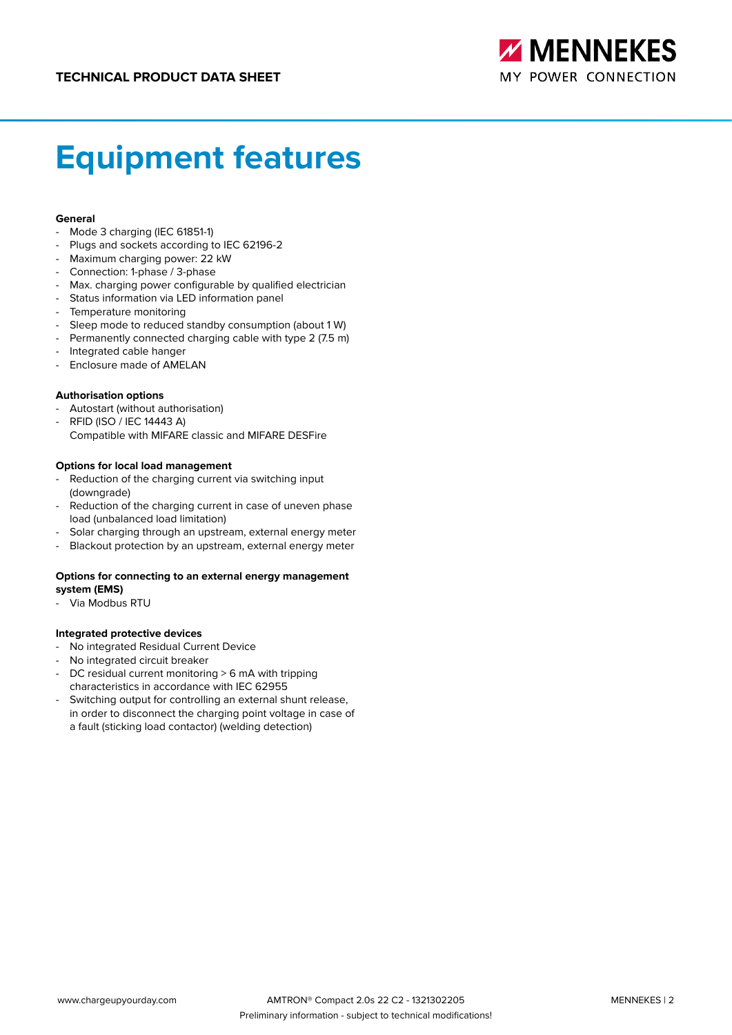# Equipment features

**General**

- Mode 3 charging (IEC 61851-1)
- Plugs and sockets according to IEC 62196-2
- Maximum charging power: 22 kW
- Connection: 1-phase / 3-phase
- Max. charging power configurable by qualified electrician
- Status information via LED information panel
- Temperature monitoring
- Sleep mode to reduced standby consumption (about 1 W)
- Permanently connected charging cable with type 2 (7.5 m)
- Integrated cable hanger
- Enclosure made of AMELAN

**Authorisation options**

- Autostart (without authorisation)
- RFID (ISO / IEC 14443 A)
  Compatible with MIFARE classic and MIFARE DESFire

**Options for local load management**

- Reduction of the charging current via switching input (downgrade)
- Reduction of the charging current in case of uneven phase load (unbalanced load limitation)
- Solar charging through an upstream, external energy meter
- Blackout protection by an upstream, external energy meter

**Options for connecting to an external energy management system (EMS)**

- Via Modbus RTU

**Integrated protective devices**

- No integrated Residual Current Device
- No integrated circuit breaker
- DC residual current monitoring > 6 mA with tripping characteristics in accordance with IEC 62955
- Switching output for controlling an external shunt release, in order to disconnect the charging point voltage in case of a fault (sticking load contactor) (welding detection)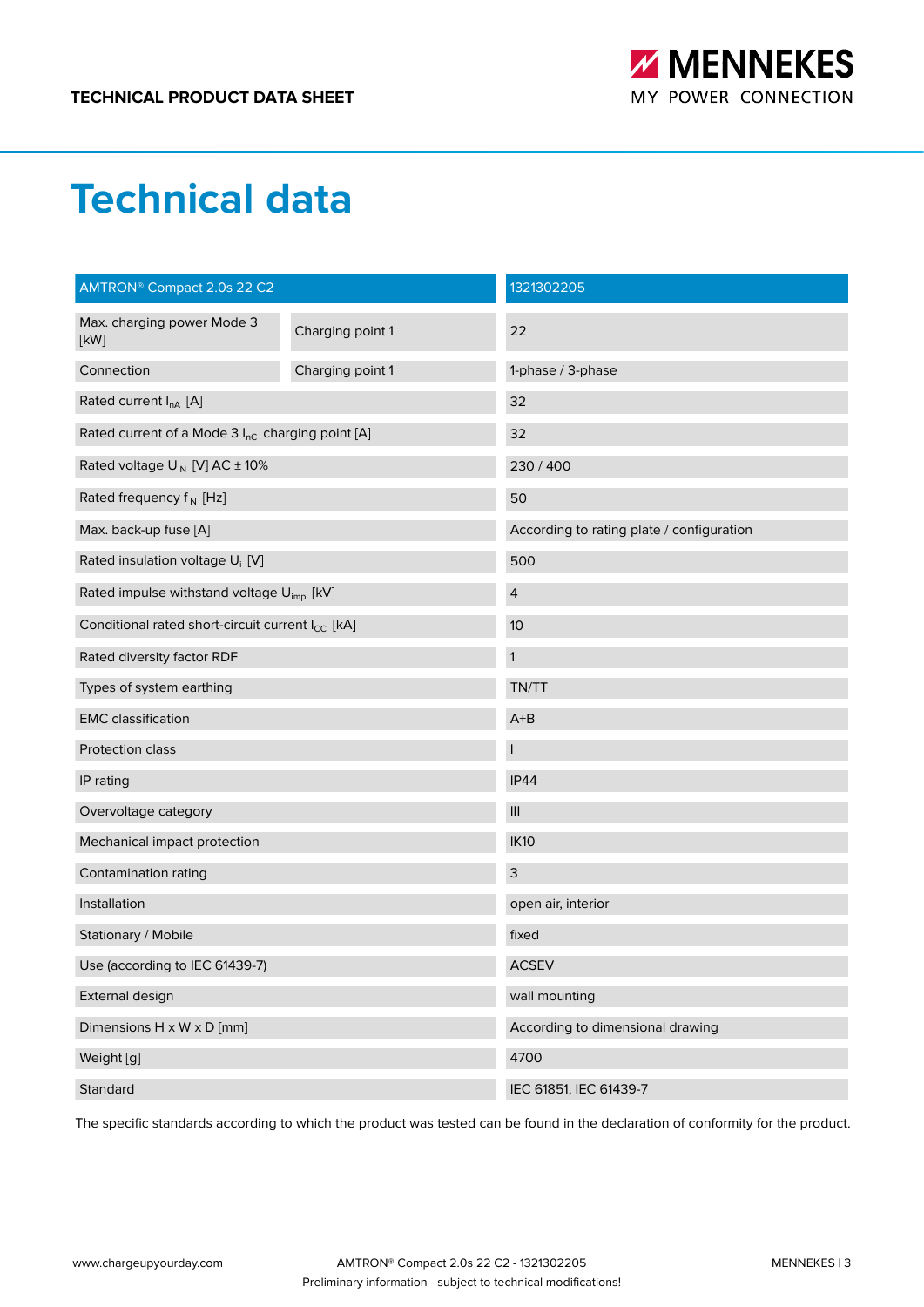# Technical data

| AMTRON® Compact 2.0s 22 C2 | | 1321302205 |
|---|---|---|
| Max. charging power Mode 3 [kW] | Charging point 1 | 22 |
| Connection | Charging point 1 | 1-phase / 3-phase |
| Rated current $I_{nA}$ [A] | | 32 |
| Rated current of a Mode 3 $I_{nC}$ charging point [A] | | 32 |
| Rated voltage $U_N$ [V] AC ± 10% | | 230 / 400 |
| Rated frequency $f_N$ [Hz] | | 50 |
| Max. back-up fuse [A] | | According to rating plate / configuration |
| Rated insulation voltage $U_i$ [V] | | 500 |
| Rated impulse withstand voltage $U_{imp}$ [kV] | | 4 |
| Conditional rated short-circuit current $I_{CC}$ [kA] | | 10 |
| Rated diversity factor RDF | | 1 |
| Types of system earthing | | TN/TT |
| EMC classification | | A+B |
| Protection class | | I |
| IP rating | | IP44 |
| Overvoltage category | | III |
| Mechanical impact protection | | IK10 |
| Contamination rating | | 3 |
| Installation | | open air, interior |
| Stationary / Mobile | | fixed |
| Use (according to IEC 61439-7) | | ACSEV |
| External design | | wall mounting |
| Dimensions H x W x D [mm] | | According to dimensional drawing |
| Weight [g] | | 4700 |
| Standard | | IEC 61851, IEC 61439-7 |

The specific standards according to which the product was tested can be found in the declaration of conformity for the product.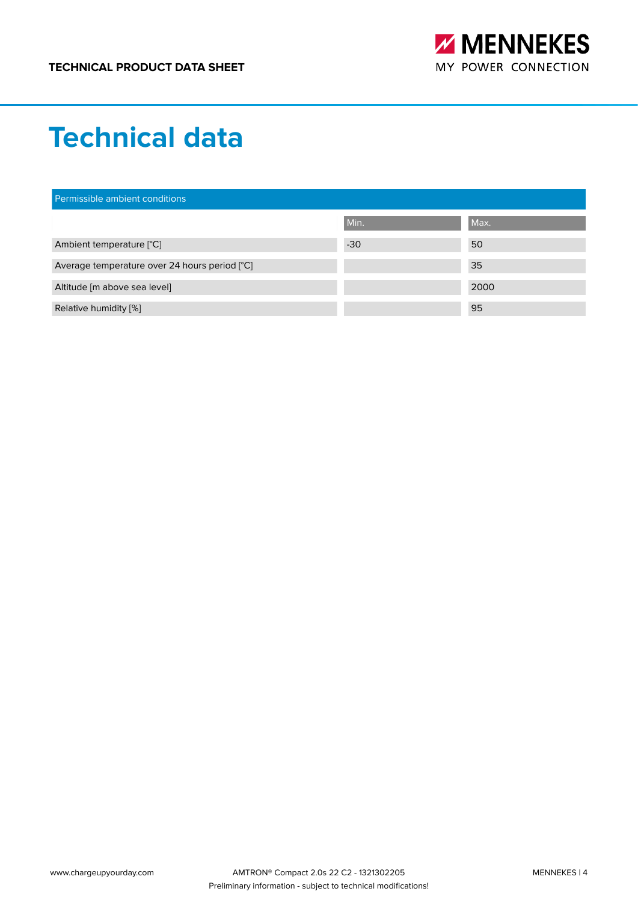# Technical data

| Permissible ambient conditions | | |
|---|---|---|
| | Min. | Max. |
| Ambient temperature [°C] | -30 | 50 |
| Average temperature over 24 hours period [°C] | | 35 |
| Altitude [m above sea level] | | 2000 |
| Relative humidity [%] | | 95 |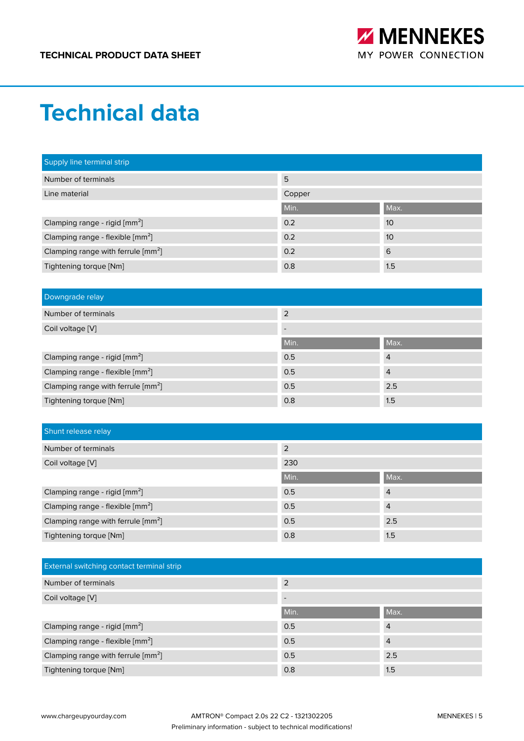# Technical data

| Supply line terminal strip | | |
|---|---|---|
| Number of terminals | 5 | |
| Line material | Copper | |
| | Min. | Max. |
| Clamping range - rigid [mm$^2$] | 0.2 | 10 |
| Clamping range - flexible [mm$^2$] | 0.2 | 10 |
| Clamping range with ferrule [mm$^2$] | 0.2 | 6 |
| Tightening torque [Nm] | 0.8 | 1.5 |

| Downgrade relay | | |
|---|---|---|
| Number of terminals | 2 | |
| Coil voltage [V] | - | |
| | Min. | Max. |
| Clamping range - rigid [mm$^2$] | 0.5 | 4 |
| Clamping range - flexible [mm$^2$] | 0.5 | 4 |
| Clamping range with ferrule [mm$^2$] | 0.5 | 2.5 |
| Tightening torque [Nm] | 0.8 | 1.5 |

| Shunt release relay | | |
|---|---|---|
| Number of terminals | 2 | |
| Coil voltage [V] | 230 | |
| | Min. | Max. |
| Clamping range - rigid [mm$^2$] | 0.5 | 4 |
| Clamping range - flexible [mm$^2$] | 0.5 | 4 |
| Clamping range with ferrule [mm$^2$] | 0.5 | 2.5 |
| Tightening torque [Nm] | 0.8 | 1.5 |

| External switching contact terminal strip | | |
|---|---|---|
| Number of terminals | 2 | |
| Coil voltage [V] | - | |
| | Min. | Max. |
| Clamping range - rigid [mm$^2$] | 0.5 | 4 |
| Clamping range - flexible [mm$^2$] | 0.5 | 4 |
| Clamping range with ferrule [mm$^2$] | 0.5 | 2.5 |
| Tightening torque [Nm] | 0.8 | 1.5 |

Preliminary information - subject to technical modifications!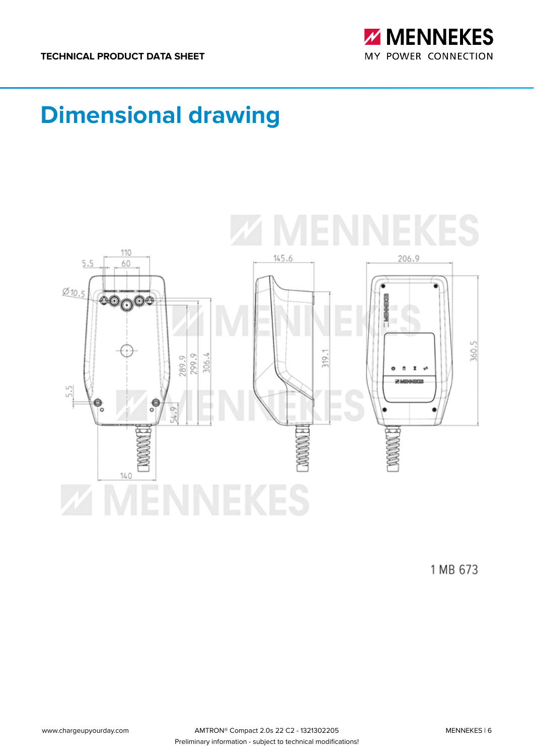# Dimensional drawing

1 MB 673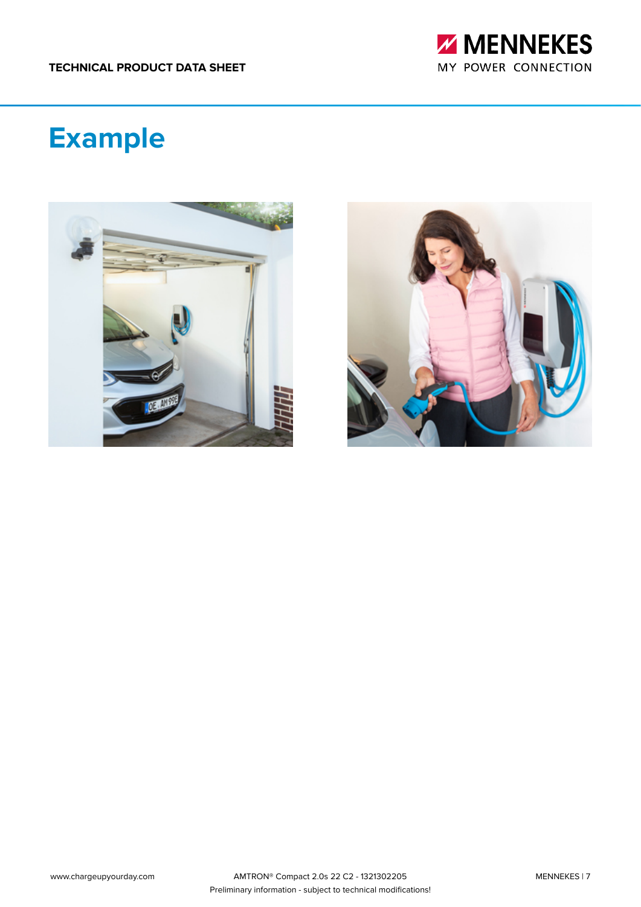# Example